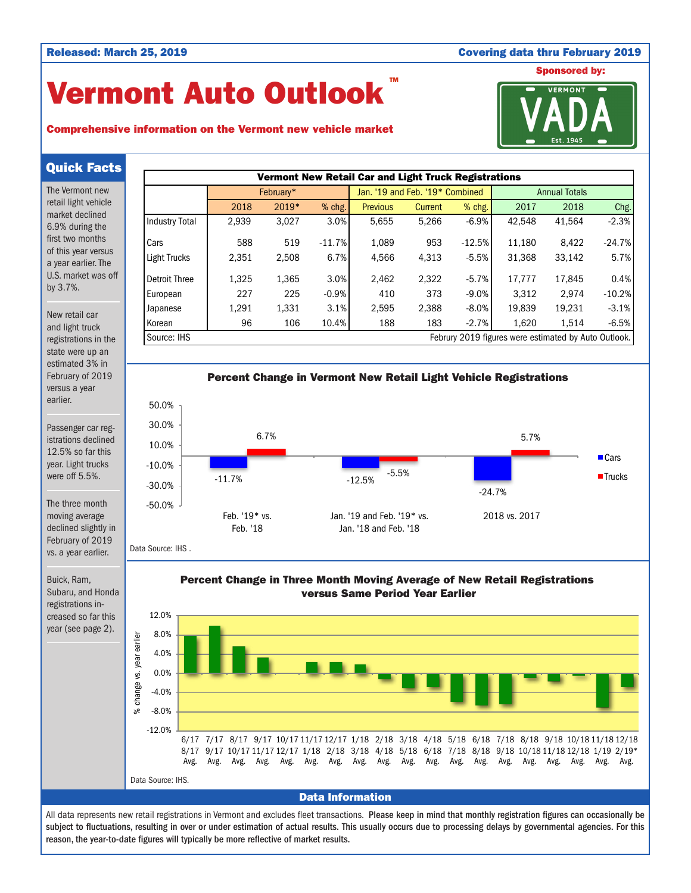Released: March 25, 2019 | Covering data thru February 2019

# Vermont Auto Outlook™

**Comprehensive information on the Vermont new vehicle market**

Sponsored by: VERMONT VADA Est. 1945

## Quick Facts

The Vermont new retail light vehicle market declined 6.9% during the first two months of this year versus a year earlier. The U.S. market was off by 3.7%.

New retail car and light truck registrations in the state were up an estimated 3% in February of 2019 versus a year earlier.

Passenger car registrations declined 12.5% so far this year. Light trucks were off 5.5%.

The three month moving average declined slightly in February of 2019 vs. a year earlier.

Buick, Ram, Subaru, and Honda registrations increased so far this year (see page 2).

### Vermont New Retail Car and Light Truck Registrations

| | February* | | | Jan. '19 and Feb. '19* Combined | | | Annual Totals | | |
|---|---|---|---|---|---|---|---|---|---|
| | 2018 | 2019* | % chg. | Previous | Current | % chg. | 2017 | 2018 | Chg. |
| Industry Total | 2,939 | 3,027 | 3.0% | 5,655 | 5,266 | -6.9% | 42,548 | 41,564 | -2.3% |
| Cars | 588 | 519 | -11.7% | 1,089 | 953 | -12.5% | 11,180 | 8,422 | -24.7% |
| Light Trucks | 2,351 | 2,508 | 6.7% | 4,566 | 4,313 | -5.5% | 31,368 | 33,142 | 5.7% |
| Detroit Three | 1,325 | 1,365 | 3.0% | 2,462 | 2,322 | -5.7% | 17,777 | 17,845 | 0.4% |
| European | 227 | 225 | -0.9% | 410 | 373 | -9.0% | 3,312 | 2,974 | -10.2% |
| Japanese | 1,291 | 1,331 | 3.1% | 2,595 | 2,388 | -8.0% | 19,839 | 19,231 | -3.1% |
| Korean | 96 | 106 | 10.4% | 188 | 183 | -2.7% | 1,620 | 1,514 | -6.5% |

Source: IHS. Februry 2019 figures were estimated by Auto Outlook.

### Percent Change in Vermont New Retail Light Vehicle Registrations

| | Cars | Trucks |
|---|---|---|
| Feb. '19* vs. Feb. '18 | -11.7% | 6.7% |
| Jan. '19 and Feb. '19* vs. Jan. '18 and Feb. '18 | -12.5% | -5.5% |
| 2018 vs. 2017 | -24.7% | 5.7% |

Data Source: IHS .

### Percent Change in Three Month Moving Average of New Retail Registrations versus Same Period Year Earlier

Periods (x-axis): 6/17-8/17 Avg., 7/17-9/17 Avg., 8/17-10/17 Avg., 9/17-11/17 Avg., 10/17-12/17 Avg., 11/17-1/18 Avg., 12/17-2/18 Avg., 1/18-3/18 Avg., 2/18-4/18 Avg., 3/18-5/18 Avg., 4/18-6/18 Avg., 5/18-7/18 Avg., 6/18-8/18 Avg., 7/18-9/18 Avg., 8/18-10/18 Avg., 9/18-11/18 Avg., 10/18-12/18 Avg., 11/18-1/19 Avg., 12/18-2/19* Avg.

Y-axis: % change vs. year earlier (-12.0% to 12.0%)

Data Source: IHS.

## Data Information

All data represents new retail registrations in Vermont and excludes fleet transactions. **Please keep in mind that monthly registration figures can occasionally be subject to fluctuations, resulting in over or under estimation of actual results. This usually occurs due to processing delays by governmental agencies. For this reason, the year-to-date figures will typically be more reflective of market results.**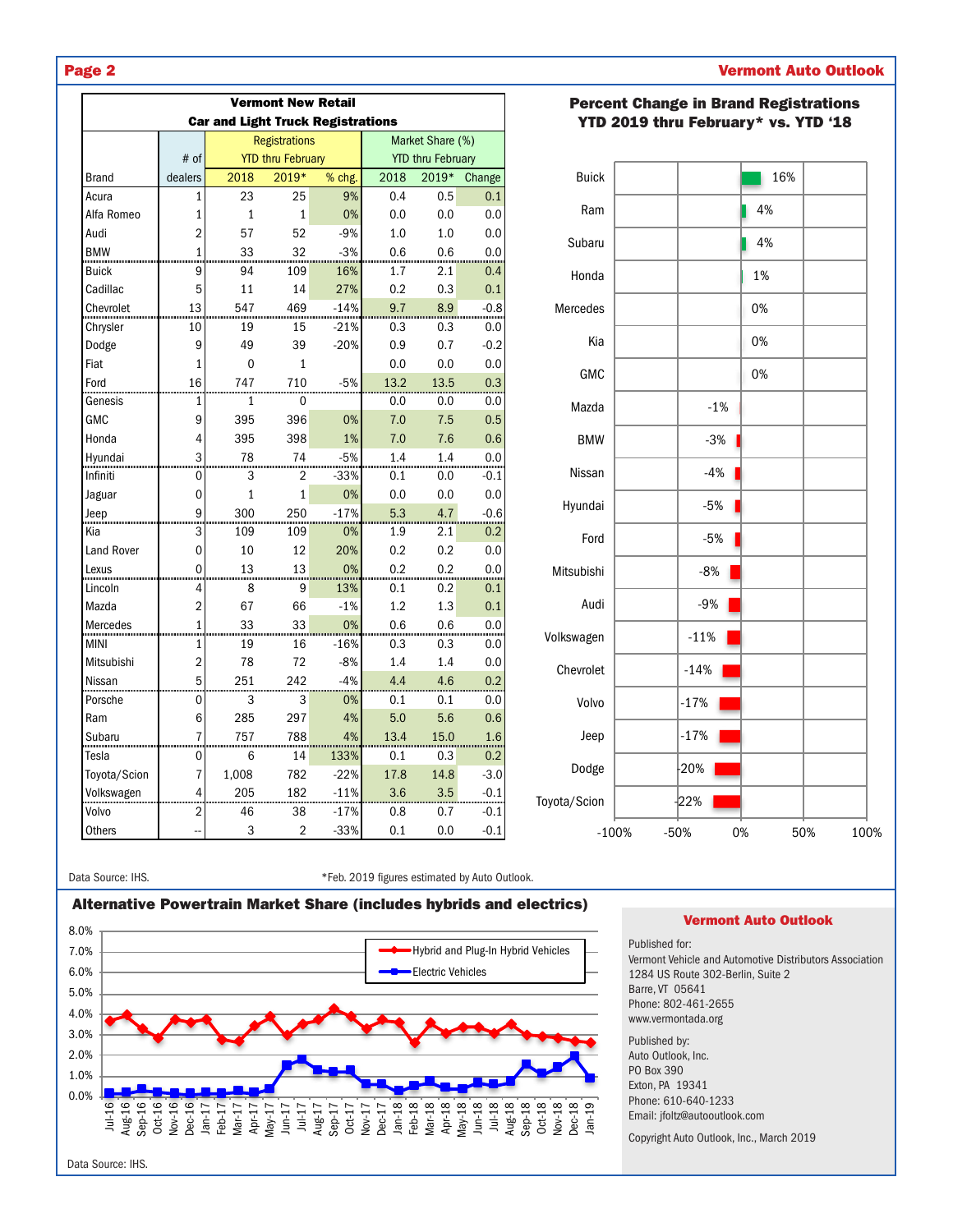## Vermont New Retail Car and Light Truck Registrations

| Brand | # of dealers | Registrations YTD thru February | | | Market Share (%) YTD thru February | | |
|---|---|---|---|---|---|---|---|
| | | 2018 | 2019* | % chg. | 2018 | 2019* | Change |
| Acura | 1 | 23 | 25 | 9% | 0.4 | 0.5 | 0.1 |
| Alfa Romeo | 1 | 1 | 1 | 0% | 0.0 | 0.0 | 0.0 |
| Audi | 2 | 57 | 52 | -9% | 1.0 | 1.0 | 0.0 |
| BMW | 1 | 33 | 32 | -3% | 0.6 | 0.6 | 0.0 |
| Buick | 9 | 94 | 109 | 16% | 1.7 | 2.1 | 0.4 |
| Cadillac | 5 | 11 | 14 | 27% | 0.2 | 0.3 | 0.1 |
| Chevrolet | 13 | 547 | 469 | -14% | 9.7 | 8.9 | -0.8 |
| Chrysler | 10 | 19 | 15 | -21% | 0.3 | 0.3 | 0.0 |
| Dodge | 9 | 49 | 39 | -20% | 0.9 | 0.7 | -0.2 |
| Fiat | 1 | 0 | 1 | | 0.0 | 0.0 | 0.0 |
| Ford | 16 | 747 | 710 | -5% | 13.2 | 13.5 | 0.3 |
| Genesis | 1 | 1 | 0 | | 0.0 | 0.0 | 0.0 |
| GMC | 9 | 395 | 396 | 0% | 7.0 | 7.5 | 0.5 |
| Honda | 4 | 395 | 398 | 1% | 7.0 | 7.6 | 0.6 |
| Hyundai | 3 | 78 | 74 | -5% | 1.4 | 1.4 | 0.0 |
| Infiniti | 0 | 3 | 2 | -33% | 0.1 | 0.0 | -0.1 |
| Jaguar | 0 | 1 | 1 | 0% | 0.0 | 0.0 | 0.0 |
| Jeep | 9 | 300 | 250 | -17% | 5.3 | 4.7 | -0.6 |
| Kia | 3 | 109 | 109 | 0% | 1.9 | 2.1 | 0.2 |
| Land Rover | 0 | 10 | 12 | 20% | 0.2 | 0.2 | 0.0 |
| Lexus | 0 | 13 | 13 | 0% | 0.2 | 0.2 | 0.0 |
| Lincoln | 4 | 8 | 9 | 13% | 0.1 | 0.2 | 0.1 |
| Mazda | 2 | 67 | 66 | -1% | 1.2 | 1.3 | 0.1 |
| Mercedes | 1 | 33 | 33 | 0% | 0.6 | 0.6 | 0.0 |
| MINI | 1 | 19 | 16 | -16% | 0.3 | 0.3 | 0.0 |
| Mitsubishi | 2 | 78 | 72 | -8% | 1.4 | 1.4 | 0.0 |
| Nissan | 5 | 251 | 242 | -4% | 4.4 | 4.6 | 0.2 |
| Porsche | 0 | 3 | 3 | 0% | 0.1 | 0.1 | 0.0 |
| Ram | 6 | 285 | 297 | 4% | 5.0 | 5.6 | 0.6 |
| Subaru | 7 | 757 | 788 | 4% | 13.4 | 15.0 | 1.6 |
| Tesla | 0 | 6 | 14 | 133% | 0.1 | 0.3 | 0.2 |
| Toyota/Scion | 7 | 1,008 | 782 | -22% | 17.8 | 14.8 | -3.0 |
| Volkswagen | 4 | 205 | 182 | -11% | 3.6 | 3.5 | -0.1 |
| Volvo | 2 | 46 | 38 | -17% | 0.8 | 0.7 | -0.1 |
| Others | -- | 3 | 2 | -33% | 0.1 | 0.0 | -0.1 |

## Percent Change in Brand Registrations YTD 2019 thru February* vs. YTD '18

Buick 16%
Ram 4%
Subaru 4%
Honda 1%
Mercedes 0%
Kia 0%
GMC 0%
Mazda -1%
BMW -3%
Nissan -4%
Hyundai -5%
Ford -5%
Mitsubishi -8%
Audi -9%
Volkswagen -11%
Chevrolet -14%
Volvo -17%
Jeep -17%
Dodge -20%
Toyota/Scion -22%

-100% -50% 0% 50% 100%

Data Source: IHS.

*Feb. 2019 figures estimated by Auto Outlook.

## Alternative Powertrain Market Share (includes hybrids and electrics)

Hybrid and Plug-In Hybrid Vehicles
Electric Vehicles

8.0% 7.0% 6.0% 5.0% 4.0% 3.0% 2.0% 1.0% 0.0%

Jul-16 Aug-16 Sep-16 Oct-16 Nov-16 Dec-16 Jan-17 Feb-17 Mar-17 Apr-17 May-17 Jun-17 Jul-17 Aug-17 Sep-17 Oct-17 Nov-17 Dec-17 Jan-18 Feb-18 Mar-18 Apr-18 May-18 Jun-18 Jul-18 Aug-18 Sep-18 Oct-18 Nov-18 Dec-18 Jan-19

Data Source: IHS.

### Vermont Auto Outlook

Published for:
Vermont Vehicle and Automotive Distributors Association
1284 US Route 302-Berlin, Suite 2
Barre, VT 05641
Phone: 802-461-2655
www.vermontada.org

Published by:
Auto Outlook, Inc.
PO Box 390
Exton, PA 19341
Phone: 610-640-1233
Email: jfoltz@autooutlook.com

Copyright Auto Outlook, Inc., March 2019